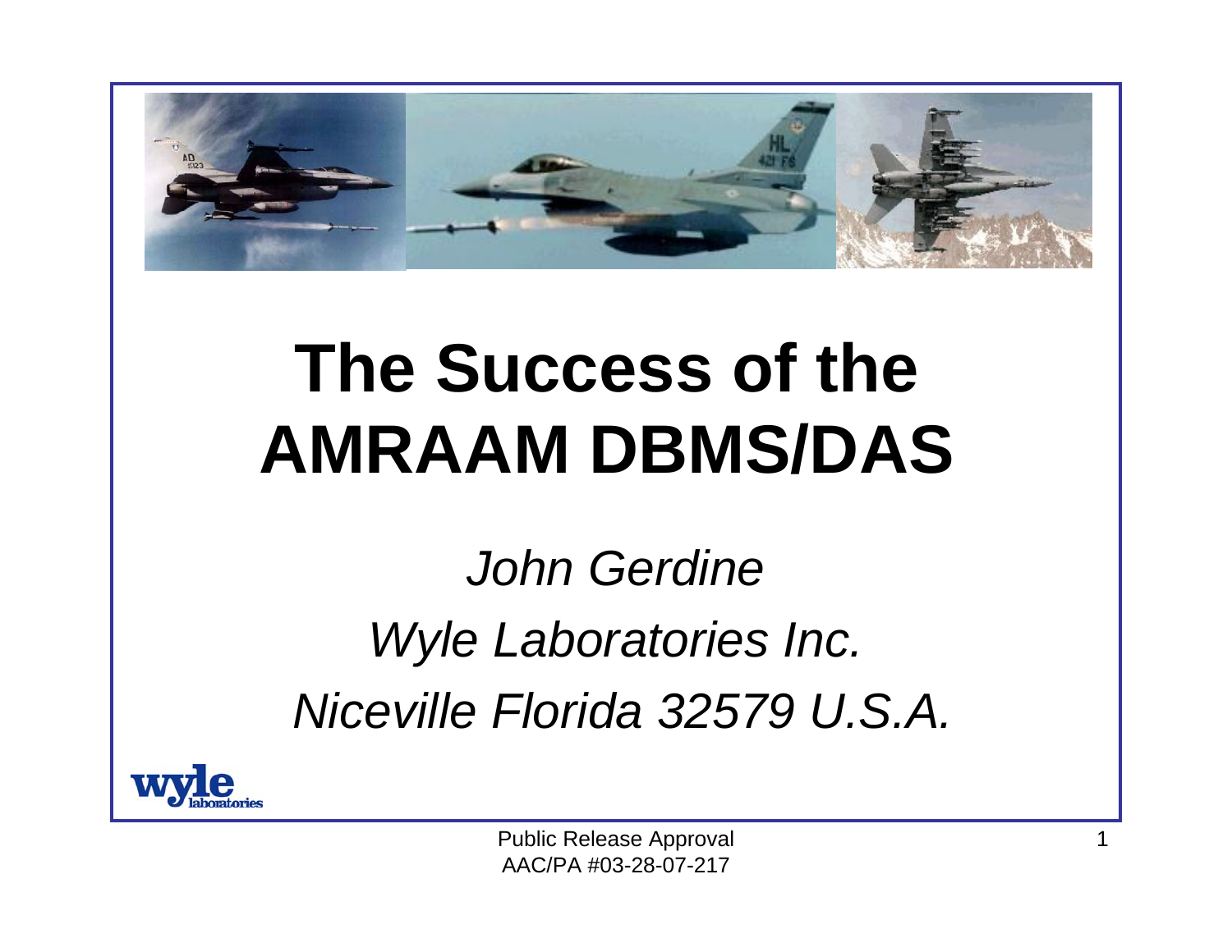# The Success of the AMRAAM DBMS/DAS

*John Gerdine*

*Wyle Laboratories Inc.*

*Niceville Florida 32579 U.S.A.*

Public Release Approval
AAC/PA #03-28-07-217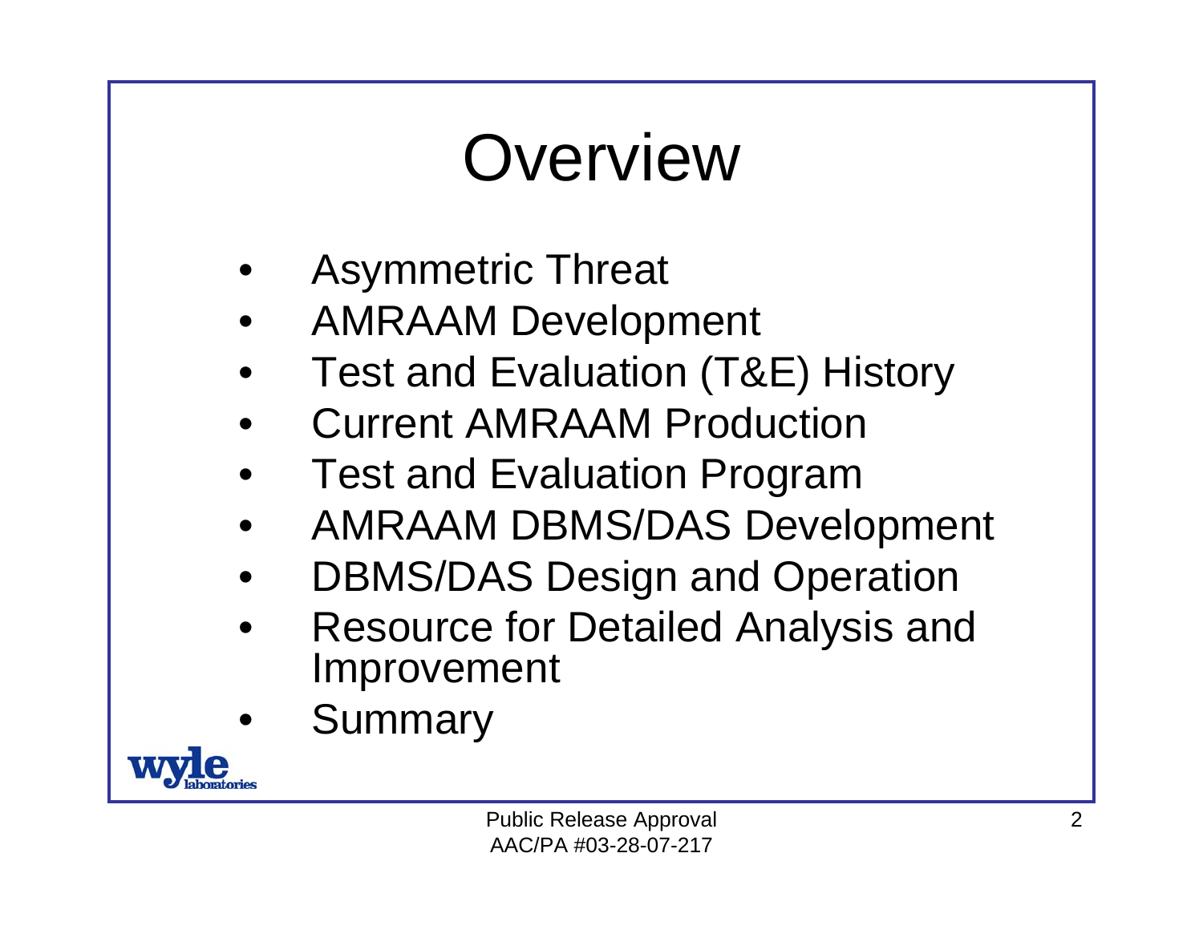# Overview

- Asymmetric Threat
- AMRAAM Development
- Test and Evaluation (T&E) History
- Current AMRAAM Production
- Test and Evaluation Program
- AMRAAM DBMS/DAS Development
- DBMS/DAS Design and Operation
- Resource for Detailed Analysis and Improvement
- Summary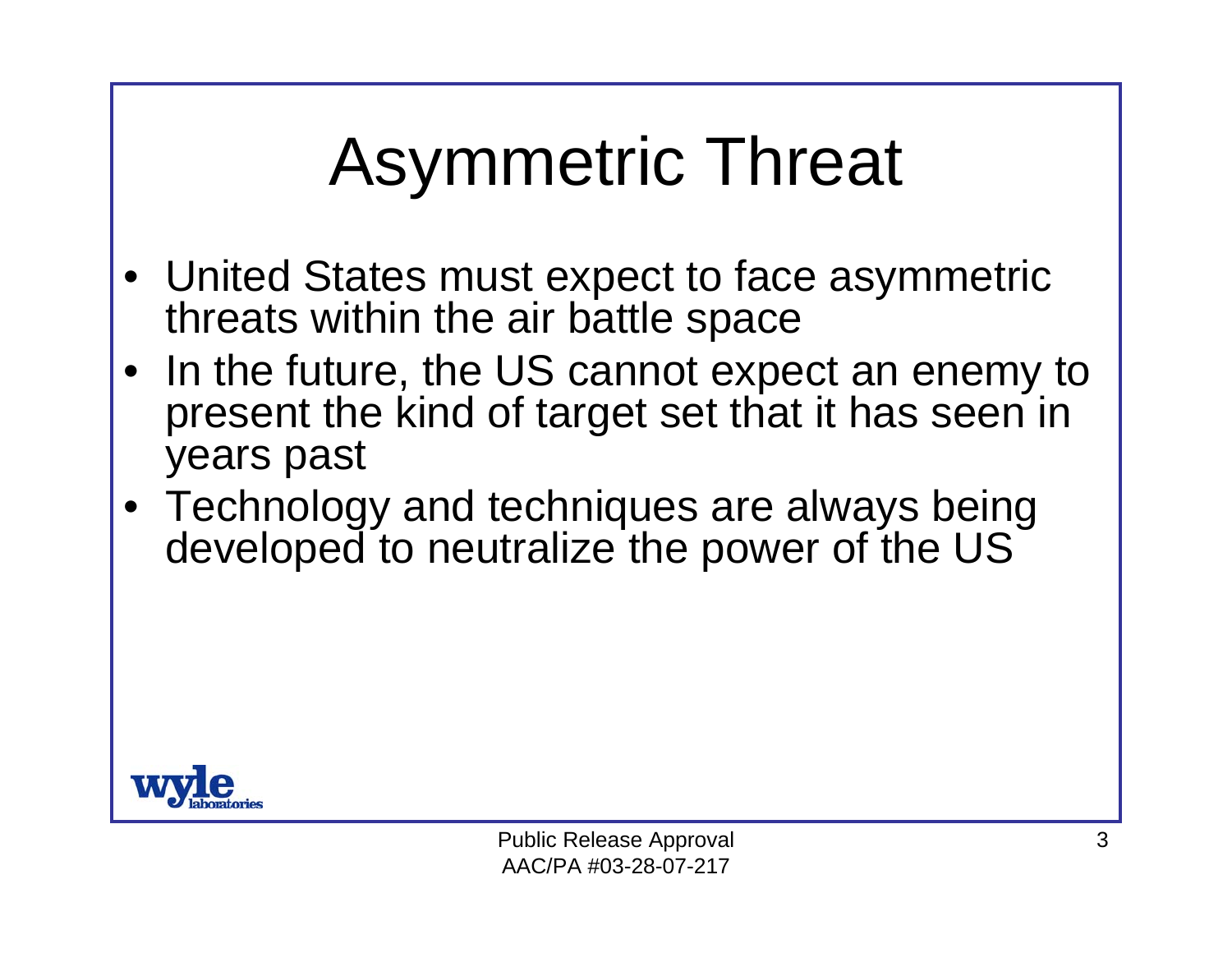# Asymmetric Threat

- United States must expect to face asymmetric threats within the air battle space
- In the future, the US cannot expect an enemy to present the kind of target set that it has seen in years past
- Technology and techniques are always being developed to neutralize the power of the US

Public Release Approval
AAC/PA #03-28-07-217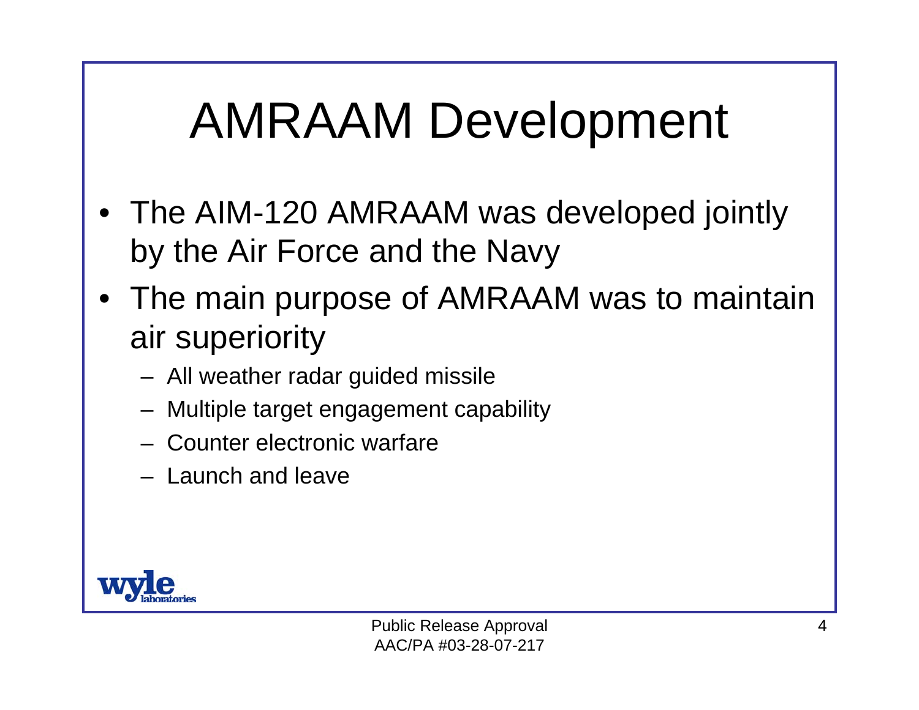# AMRAAM Development

- The AIM-120 AMRAAM was developed jointly by the Air Force and the Navy
- The main purpose of AMRAAM was to maintain air superiority
  - All weather radar guided missile
  - Multiple target engagement capability
  - Counter electronic warfare
  - Launch and leave

Public Release Approval
AAC/PA #03-28-07-217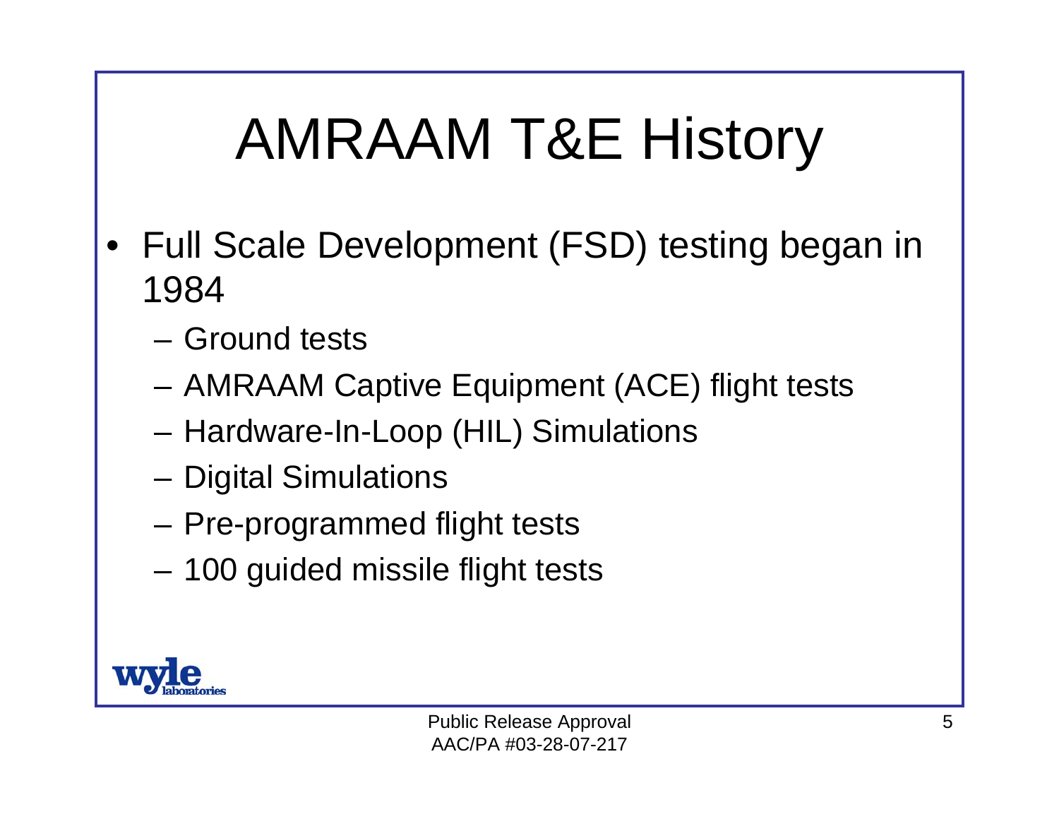# AMRAAM T&E History

- Full Scale Development (FSD) testing began in 1984
  - Ground tests
  - AMRAAM Captive Equipment (ACE) flight tests
  - Hardware-In-Loop (HIL) Simulations
  - Digital Simulations
  - Pre-programmed flight tests
  - 100 guided missile flight tests

Public Release Approval
AAC/PA #03-28-07-217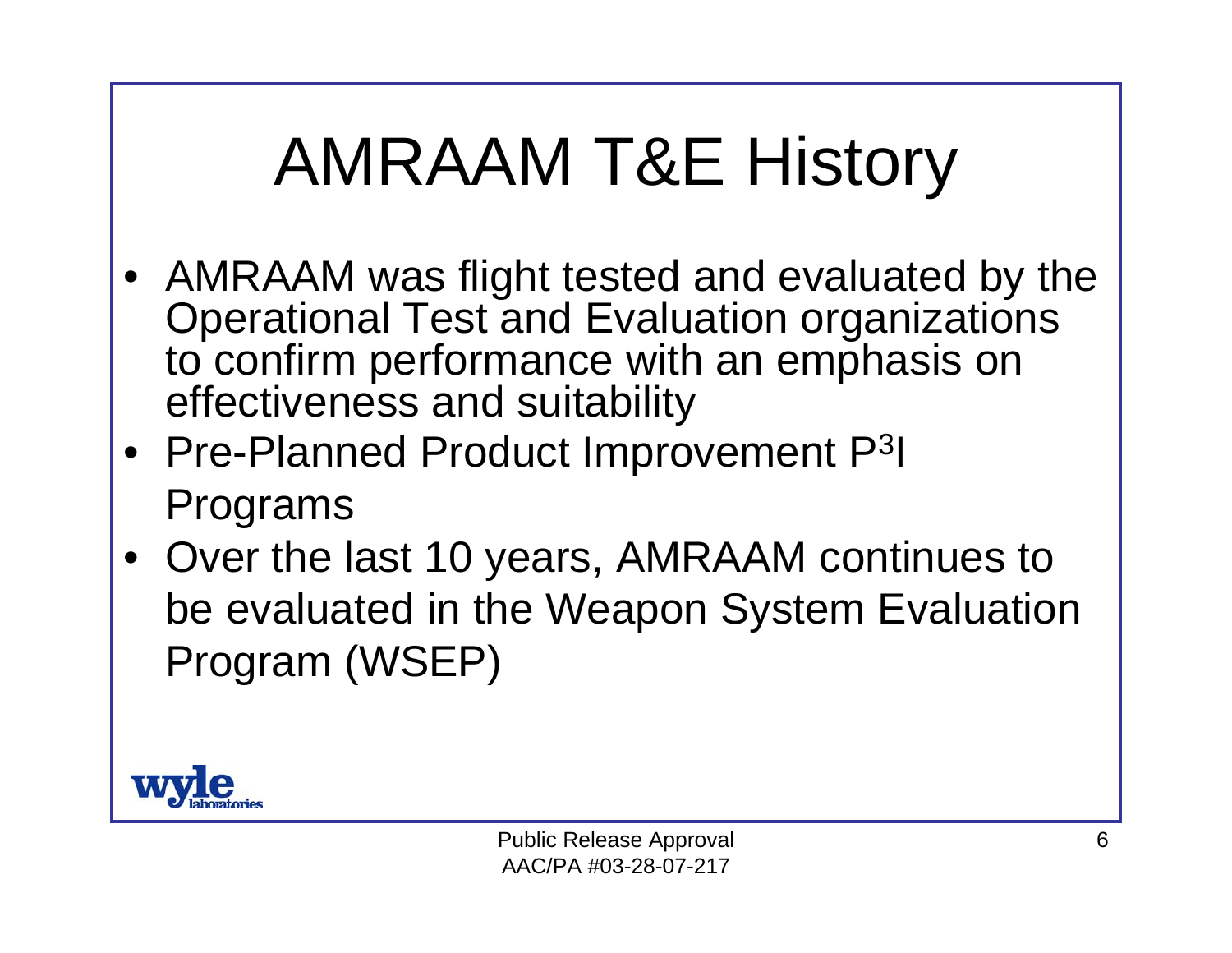# AMRAAM T&E History

- AMRAAM was flight tested and evaluated by the Operational Test and Evaluation organizations to confirm performance with an emphasis on effectiveness and suitability
- Pre-Planned Product Improvement $P^3I$ Programs
- Over the last 10 years, AMRAAM continues to be evaluated in the Weapon System Evaluation Program (WSEP)

Public Release Approval
AAC/PA #03-28-07-217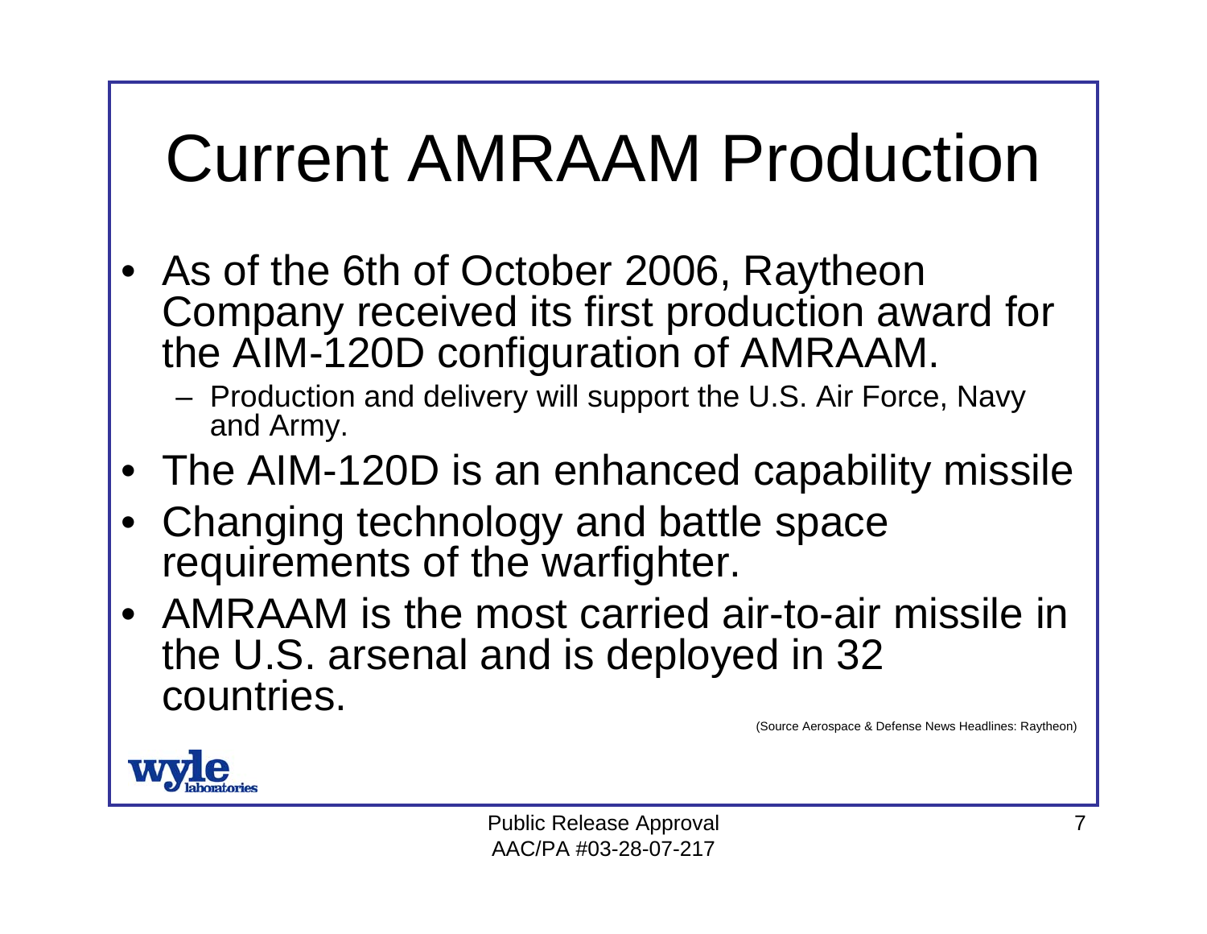# Current AMRAAM Production

- As of the 6th of October 2006, Raytheon Company received its first production award for the AIM-120D configuration of AMRAAM.
  - Production and delivery will support the U.S. Air Force, Navy and Army.
- The AIM-120D is an enhanced capability missile
- Changing technology and battle space requirements of the warfighter.
- AMRAAM is the most carried air-to-air missile in the U.S. arsenal and is deployed in 32 countries.

(Source Aerospace & Defense News Headlines: Raytheon)

Public Release Approval
AAC/PA #03-28-07-217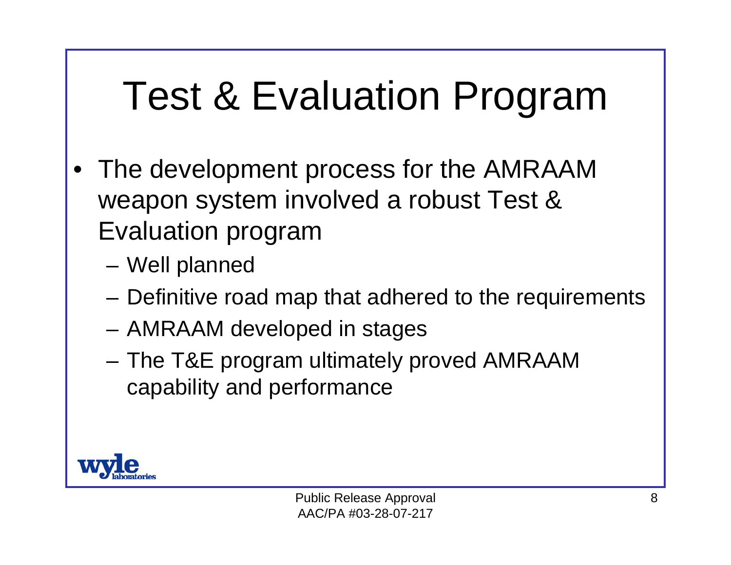# Test & Evaluation Program

- The development process for the AMRAAM weapon system involved a robust Test & Evaluation program
  - Well planned
  - Definitive road map that adhered to the requirements
  - AMRAAM developed in stages
  - The T&E program ultimately proved AMRAAM capability and performance

Public Release Approval
AAC/PA #03-28-07-217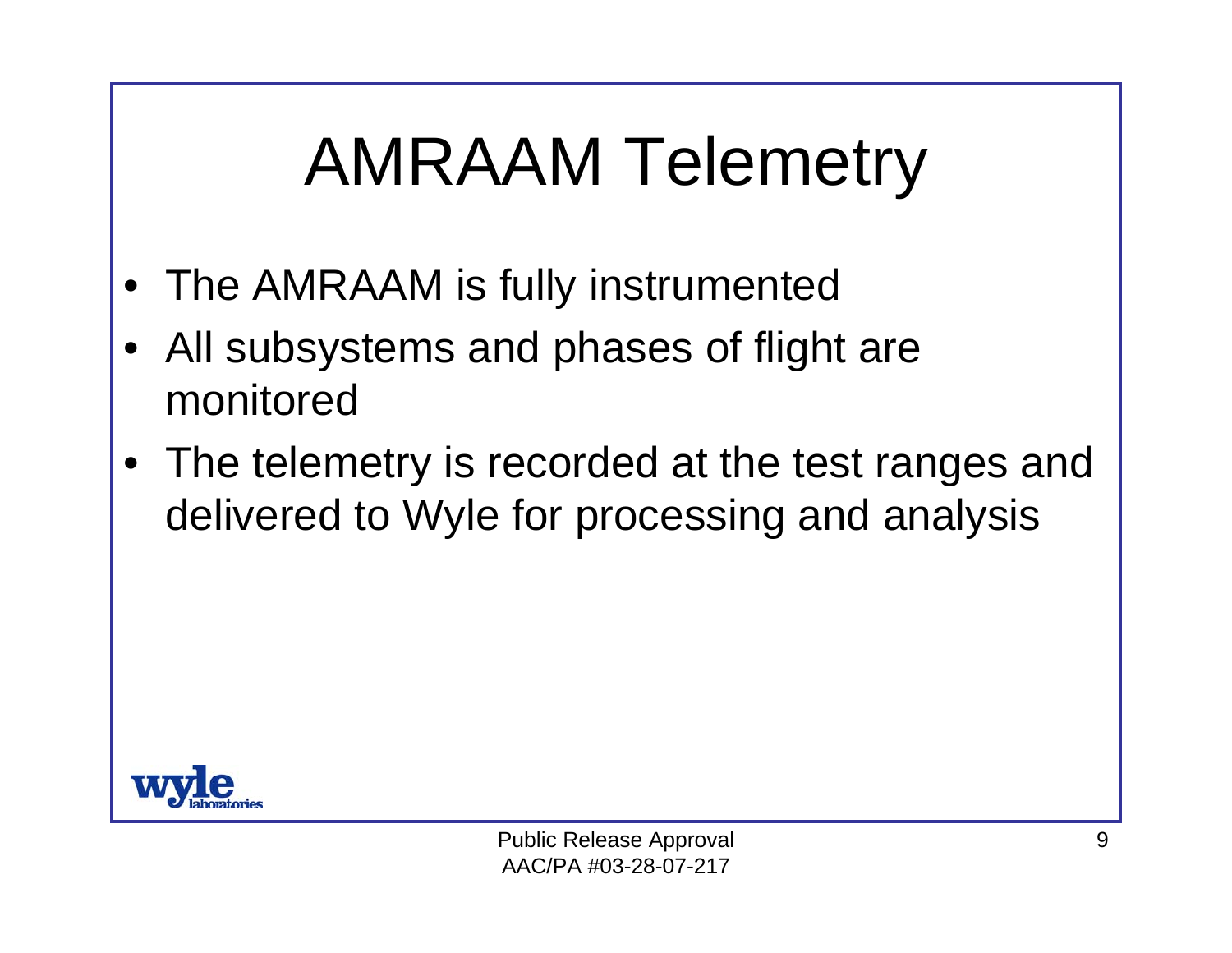# AMRAAM Telemetry

- The AMRAAM is fully instrumented
- All subsystems and phases of flight are monitored
- The telemetry is recorded at the test ranges and delivered to Wyle for processing and analysis

Public Release Approval
AAC/PA #03-28-07-217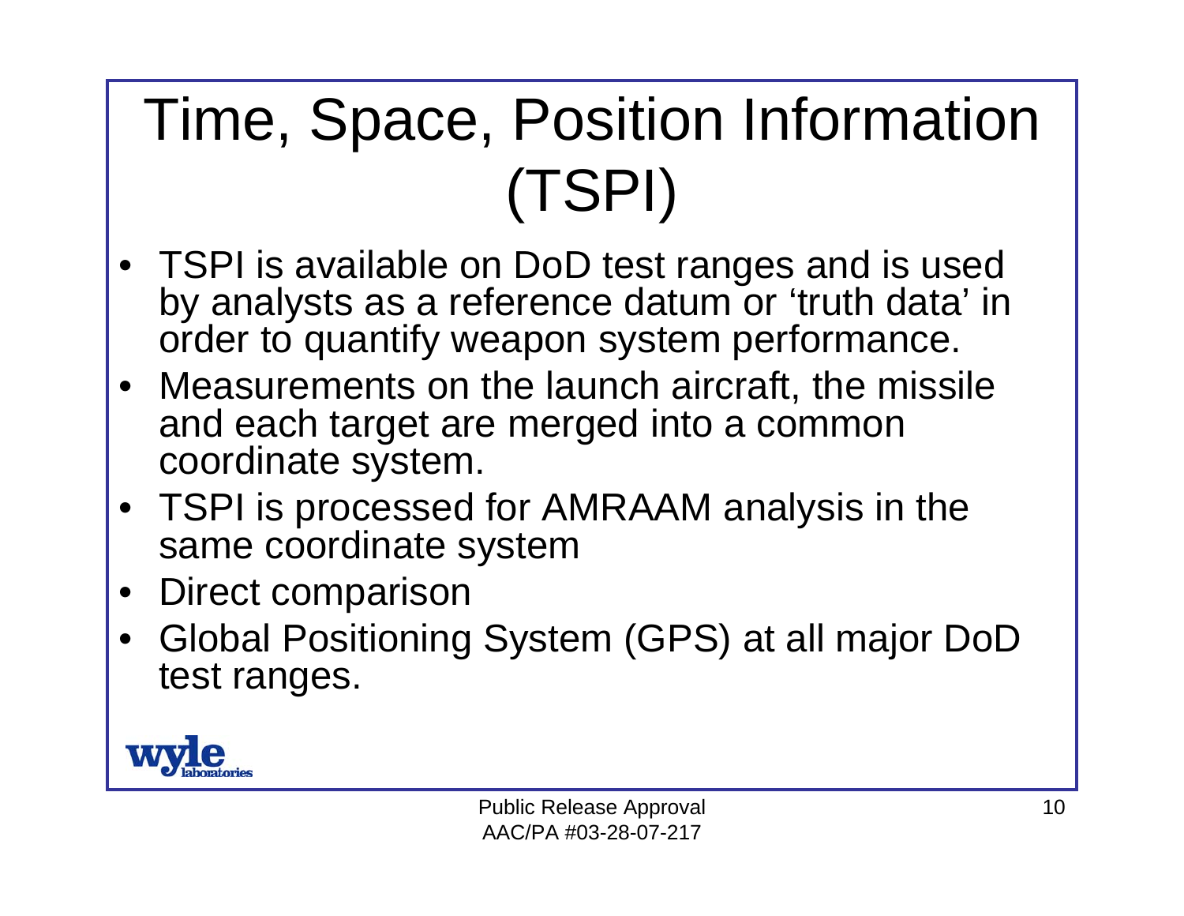# Time, Space, Position Information (TSPI)

- TSPI is available on DoD test ranges and is used by analysts as a reference datum or 'truth data' in order to quantify weapon system performance.
- Measurements on the launch aircraft, the missile and each target are merged into a common coordinate system.
- TSPI is processed for AMRAAM analysis in the same coordinate system
- Direct comparison
- Global Positioning System (GPS) at all major DoD test ranges.

Public Release Approval
AAC/PA #03-28-07-217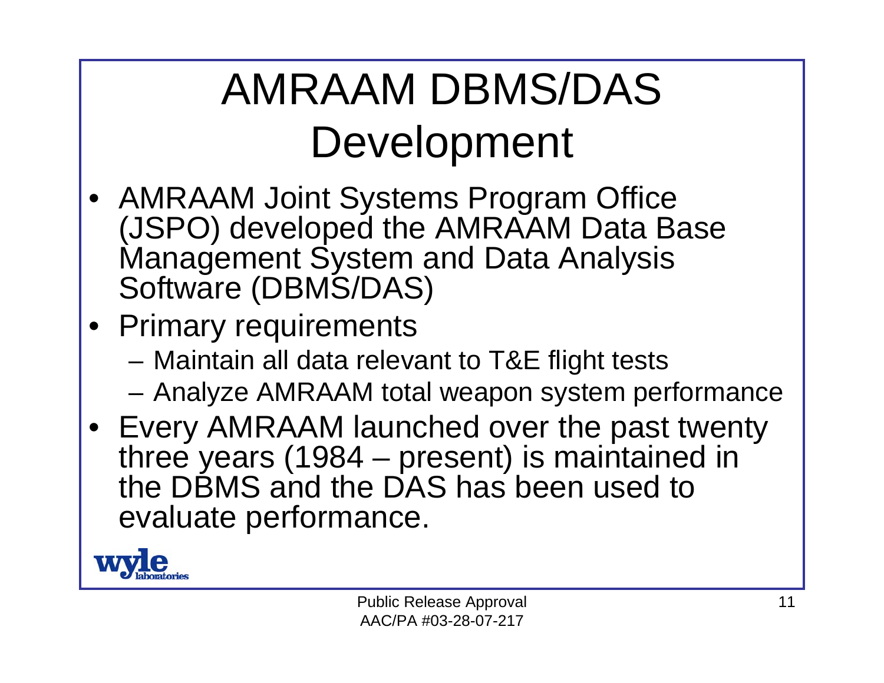# AMRAAM DBMS/DAS Development

- AMRAAM Joint Systems Program Office (JSPO) developed the AMRAAM Data Base Management System and Data Analysis Software (DBMS/DAS)
- Primary requirements
  - Maintain all data relevant to T&E flight tests
  - Analyze AMRAAM total weapon system performance
- Every AMRAAM launched over the past twenty three years (1984 – present) is maintained in the DBMS and the DAS has been used to evaluate performance.

Public Release Approval
AAC/PA #03-28-07-217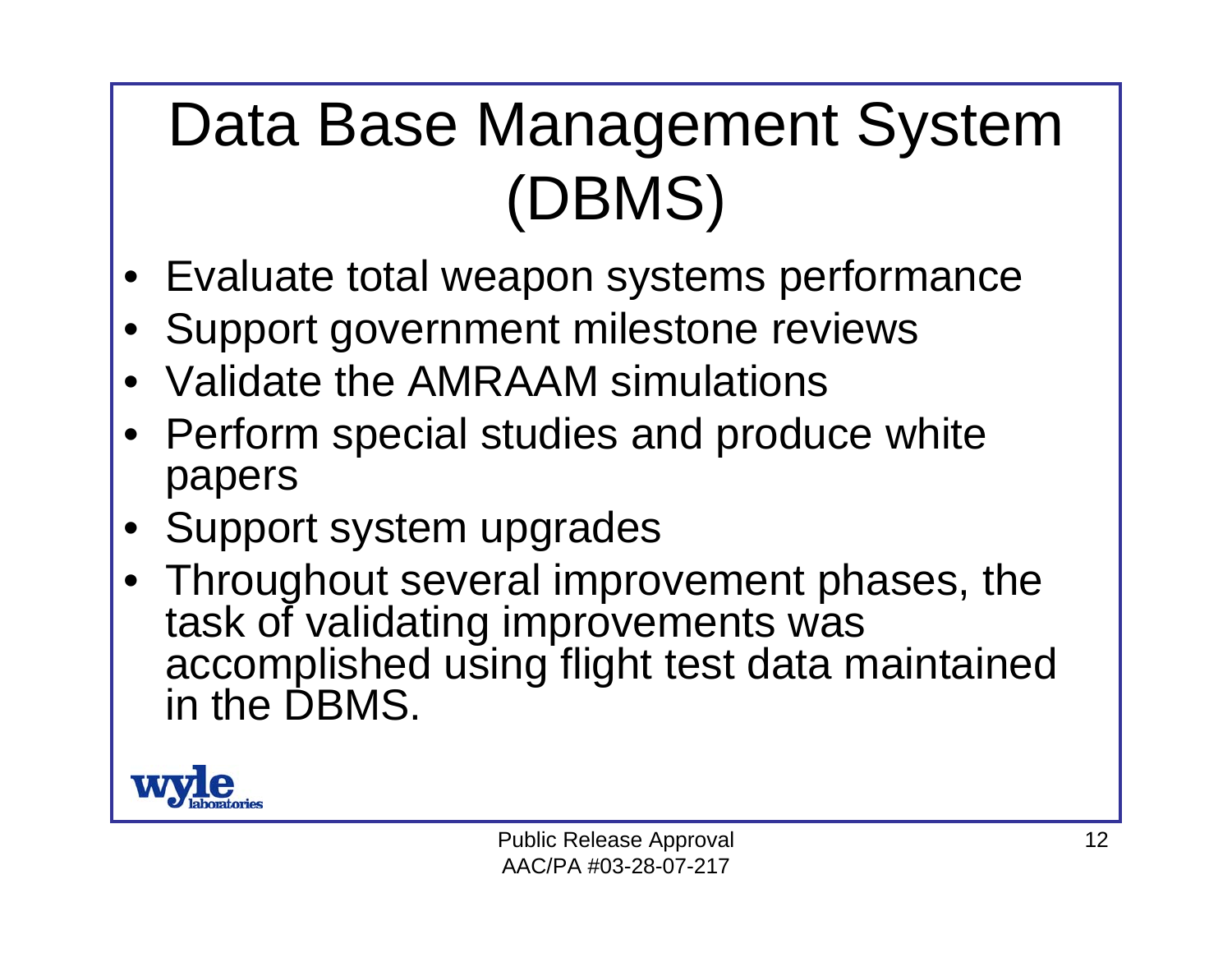# Data Base Management System (DBMS)

- Evaluate total weapon systems performance
- Support government milestone reviews
- Validate the AMRAAM simulations
- Perform special studies and produce white papers
- Support system upgrades
- Throughout several improvement phases, the task of validating improvements was accomplished using flight test data maintained in the DBMS.

Public Release Approval
AAC/PA #03-28-07-217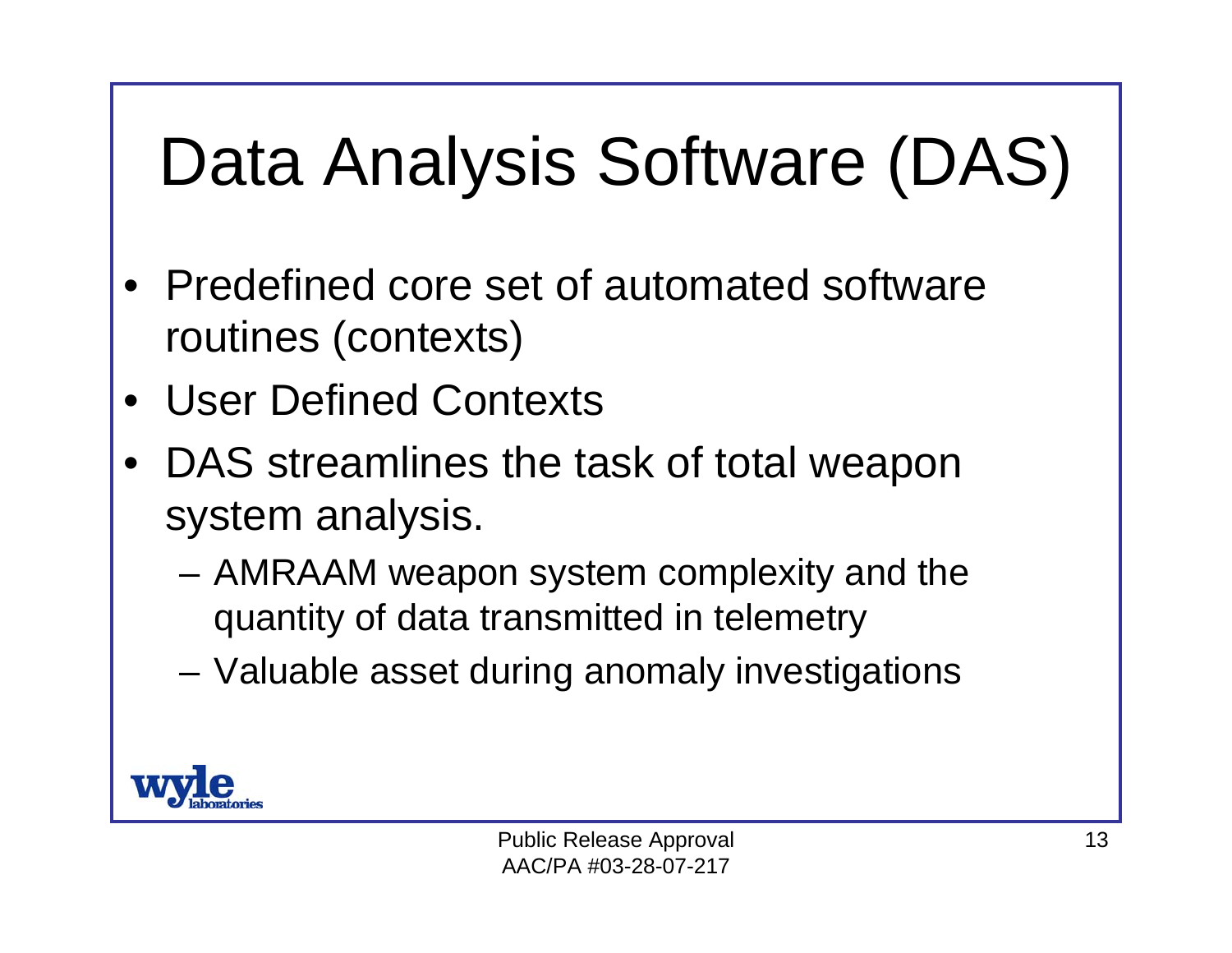# Data Analysis Software (DAS)

- Predefined core set of automated software routines (contexts)
- User Defined Contexts
- DAS streamlines the task of total weapon system analysis.
  - AMRAAM weapon system complexity and the quantity of data transmitted in telemetry
  - Valuable asset during anomaly investigations

Public Release Approval
AAC/PA #03-28-07-217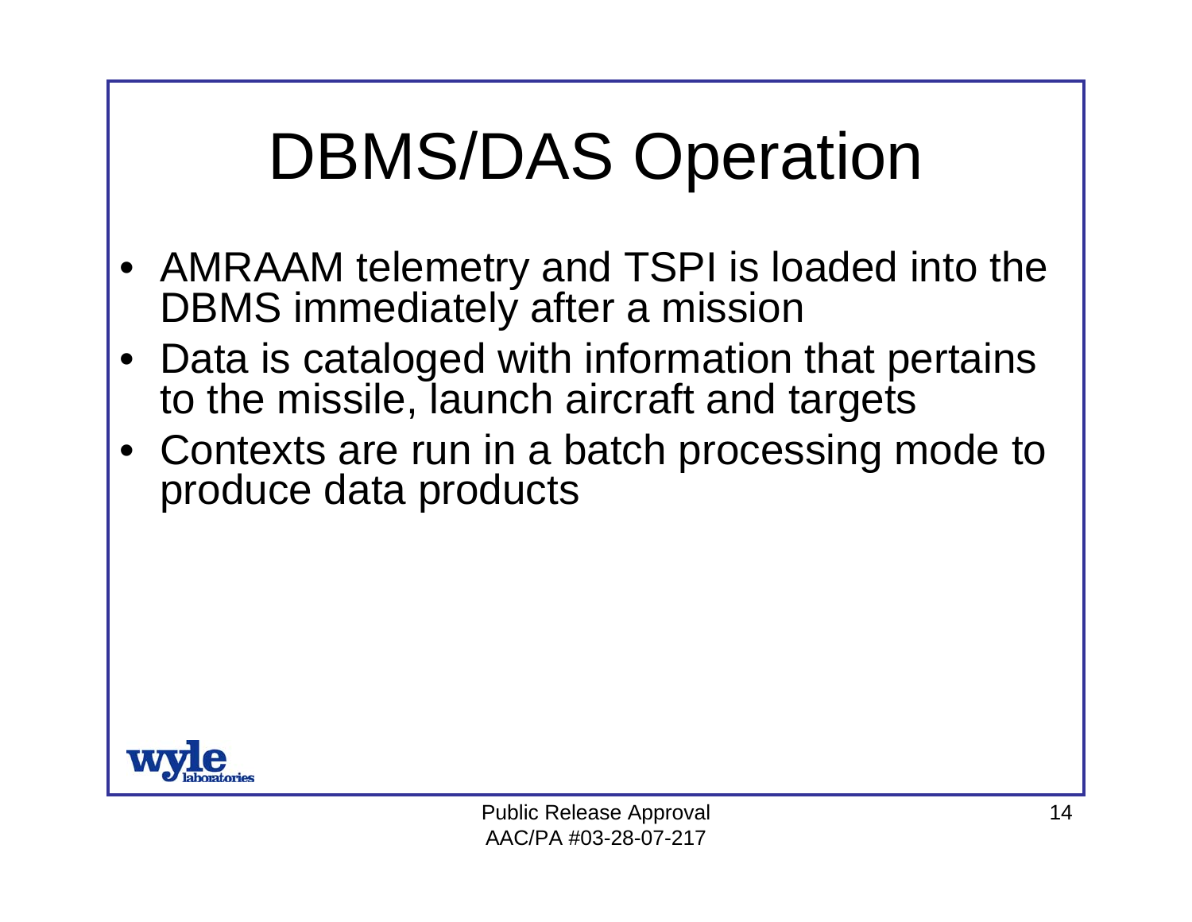# DBMS/DAS Operation

- AMRAAM telemetry and TSPI is loaded into the DBMS immediately after a mission
- Data is cataloged with information that pertains to the missile, launch aircraft and targets
- Contexts are run in a batch processing mode to produce data products

Public Release Approval
AAC/PA #03-28-07-217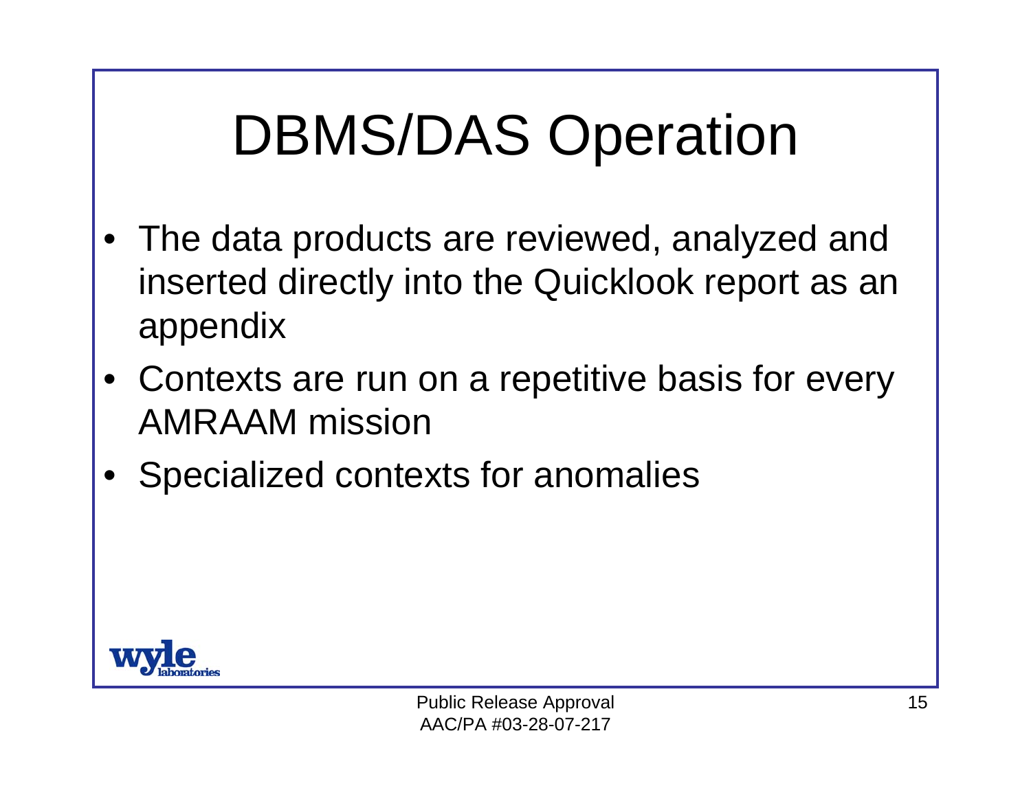# DBMS/DAS Operation

- The data products are reviewed, analyzed and inserted directly into the Quicklook report as an appendix
- Contexts are run on a repetitive basis for every AMRAAM mission
- Specialized contexts for anomalies

Public Release Approval
AAC/PA #03-28-07-217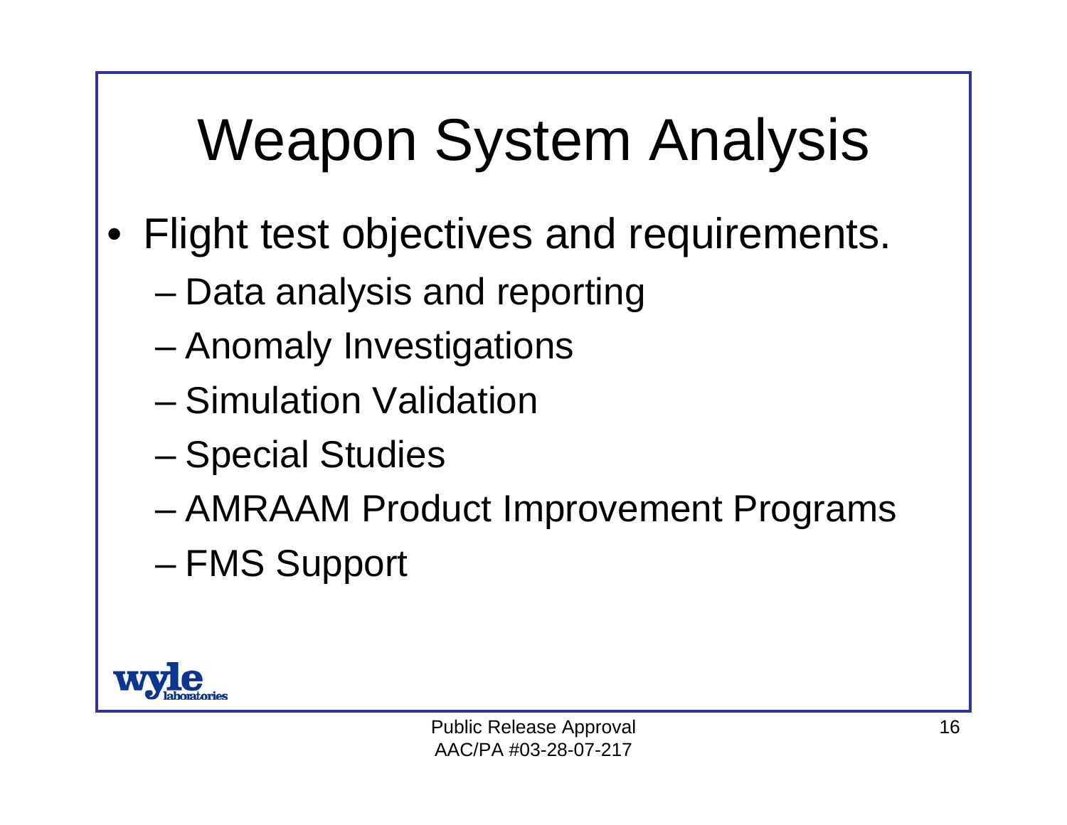# Weapon System Analysis

- Flight test objectives and requirements.
  - Data analysis and reporting
  - Anomaly Investigations
  - Simulation Validation
  - Special Studies
  - AMRAAM Product Improvement Programs
  - FMS Support

Public Release Approval
AAC/PA #03-28-07-217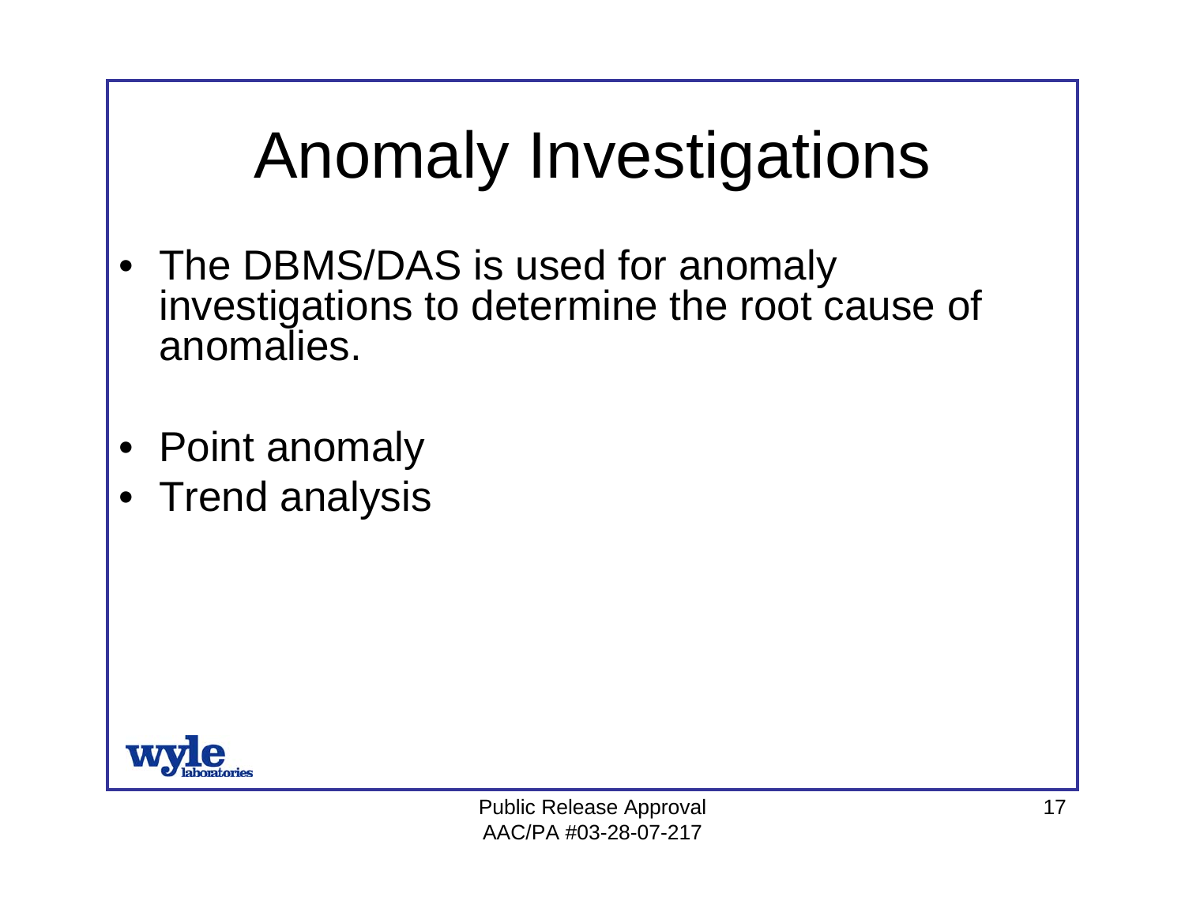# Anomaly Investigations

- The DBMS/DAS is used for anomaly investigations to determine the root cause of anomalies.

- Point anomaly
- Trend analysis

Public Release Approval
AAC/PA #03-28-07-217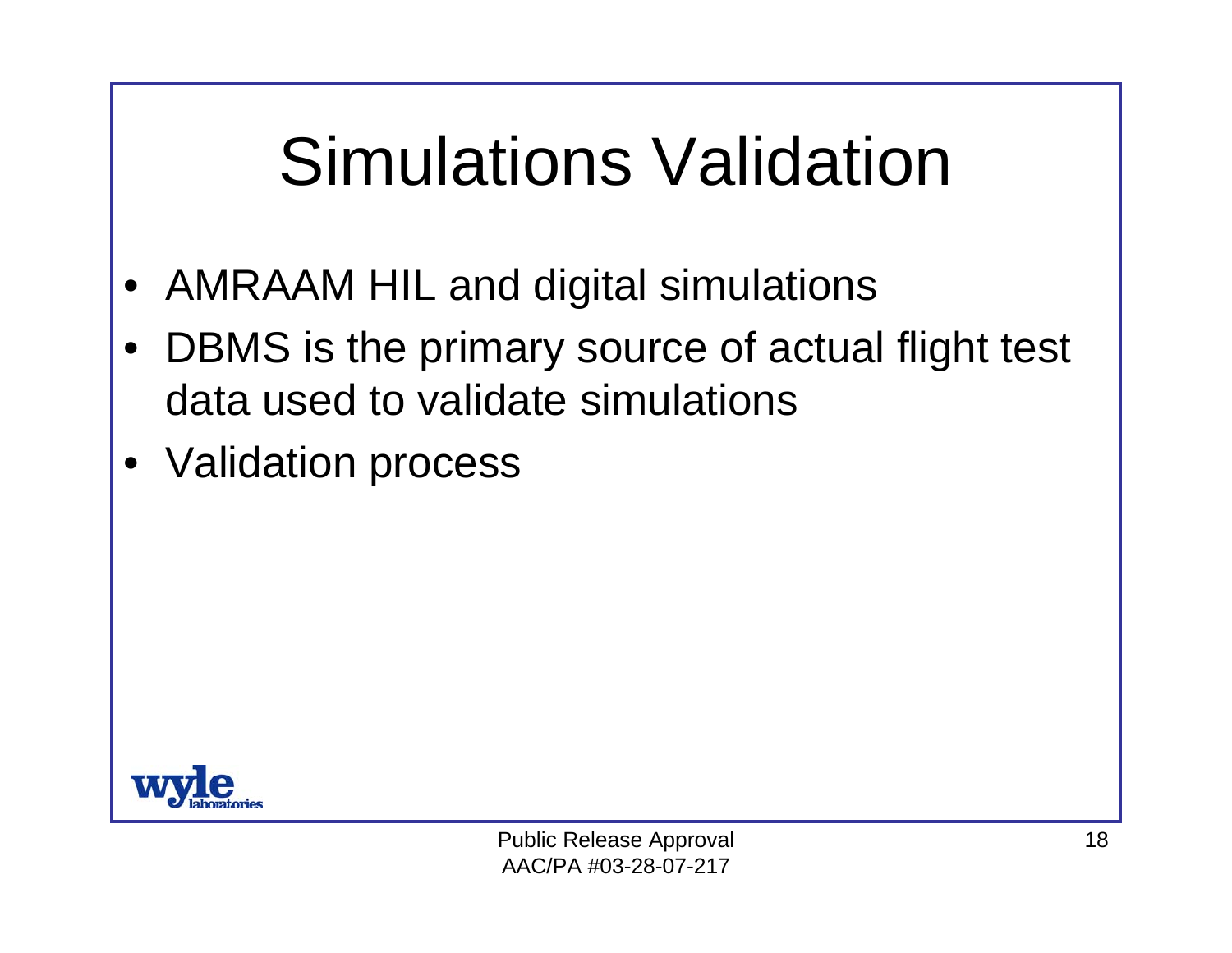# Simulations Validation

- AMRAAM HIL and digital simulations
- DBMS is the primary source of actual flight test data used to validate simulations
- Validation process

Public Release Approval
AAC/PA #03-28-07-217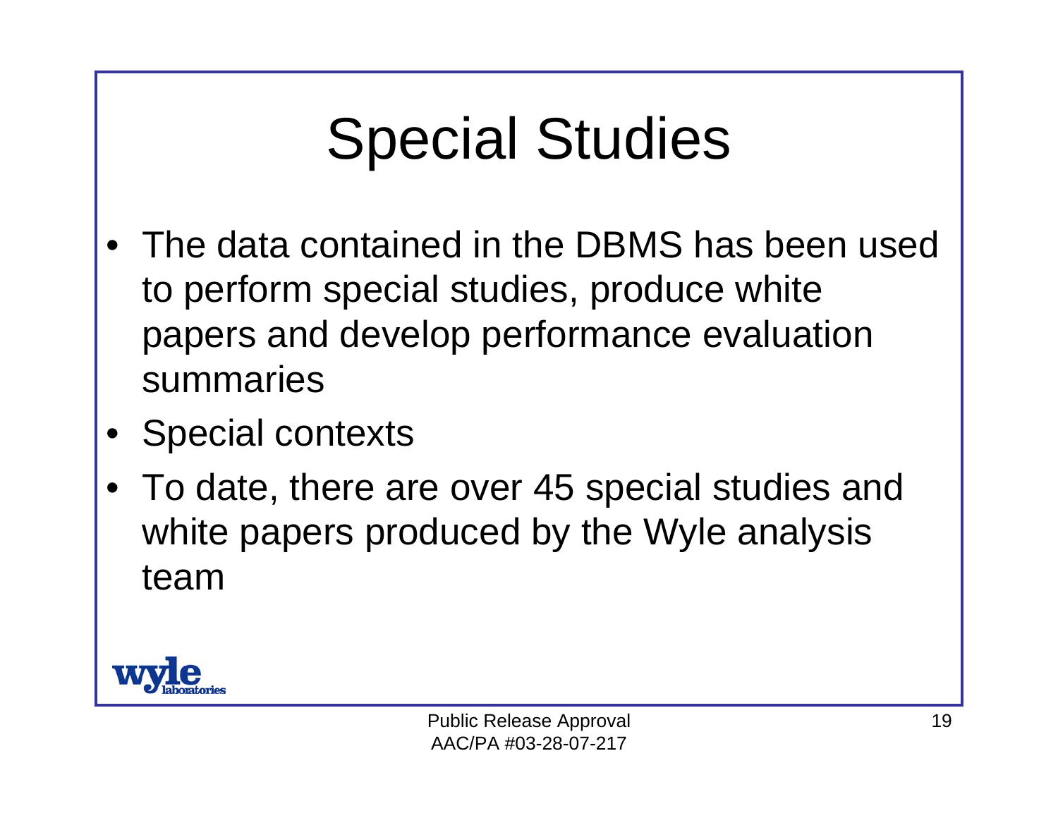# Special Studies

- The data contained in the DBMS has been used to perform special studies, produce white papers and develop performance evaluation summaries
- Special contexts
- To date, there are over 45 special studies and white papers produced by the Wyle analysis team

Public Release Approval
AAC/PA #03-28-07-217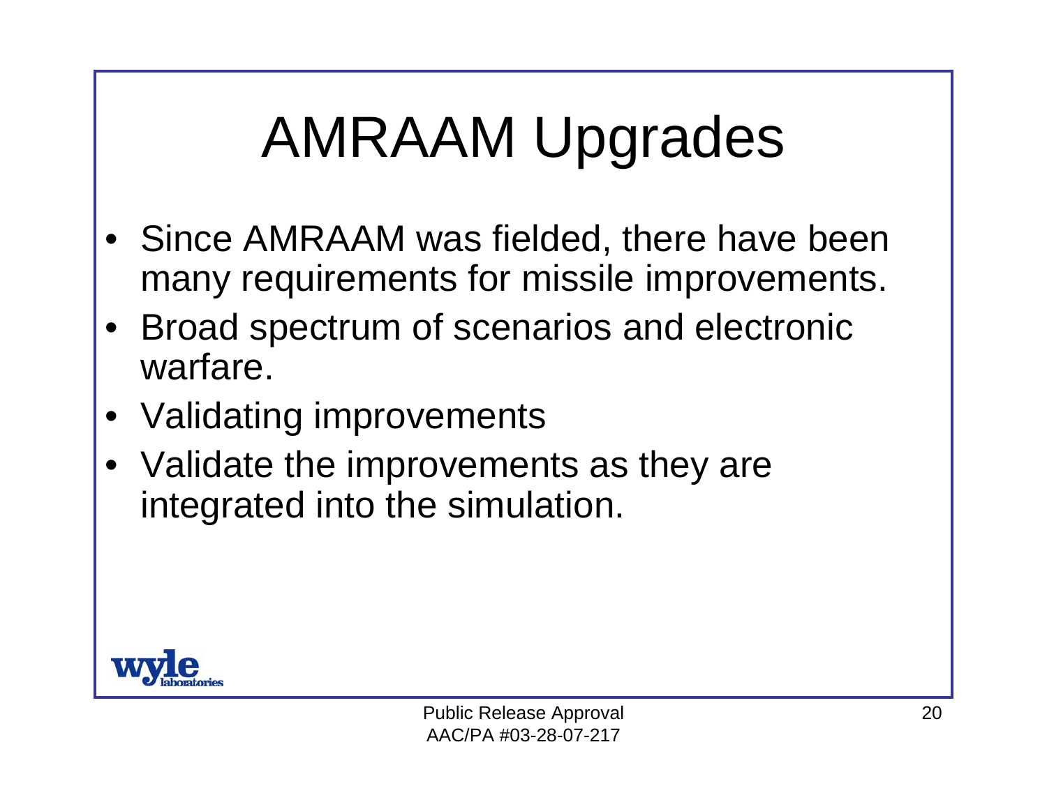# AMRAAM Upgrades

- Since AMRAAM was fielded, there have been many requirements for missile improvements.
- Broad spectrum of scenarios and electronic warfare.
- Validating improvements
- Validate the improvements as they are integrated into the simulation.

Public Release Approval
AAC/PA #03-28-07-217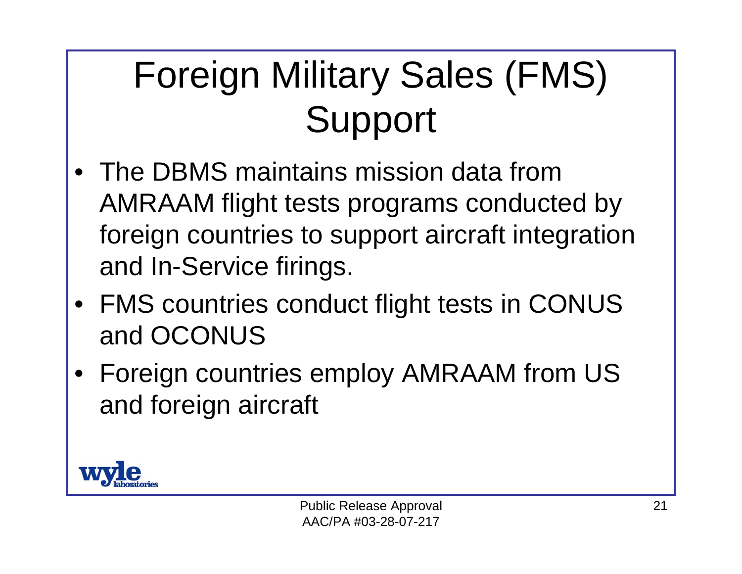# Foreign Military Sales (FMS) Support

- The DBMS maintains mission data from AMRAAM flight tests programs conducted by foreign countries to support aircraft integration and In-Service firings.
- FMS countries conduct flight tests in CONUS and OCONUS
- Foreign countries employ AMRAAM from US and foreign aircraft

Public Release Approval
AAC/PA #03-28-07-217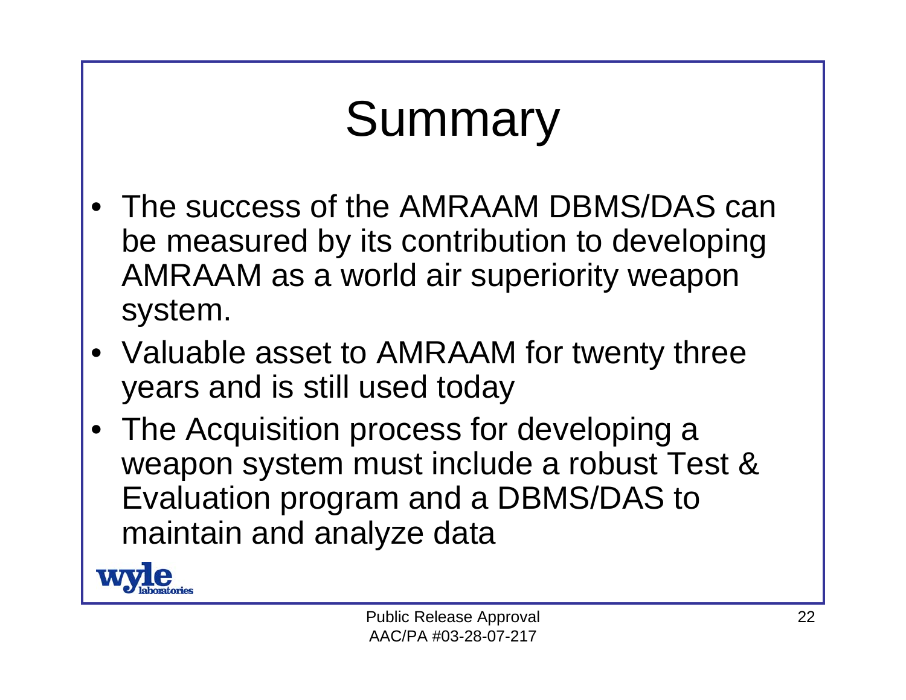# Summary

- The success of the AMRAAM DBMS/DAS can be measured by its contribution to developing AMRAAM as a world air superiority weapon system.
- Valuable asset to AMRAAM for twenty three years and is still used today
- The Acquisition process for developing a weapon system must include a robust Test & Evaluation program and a DBMS/DAS to maintain and analyze data

Public Release Approval
AAC/PA #03-28-07-217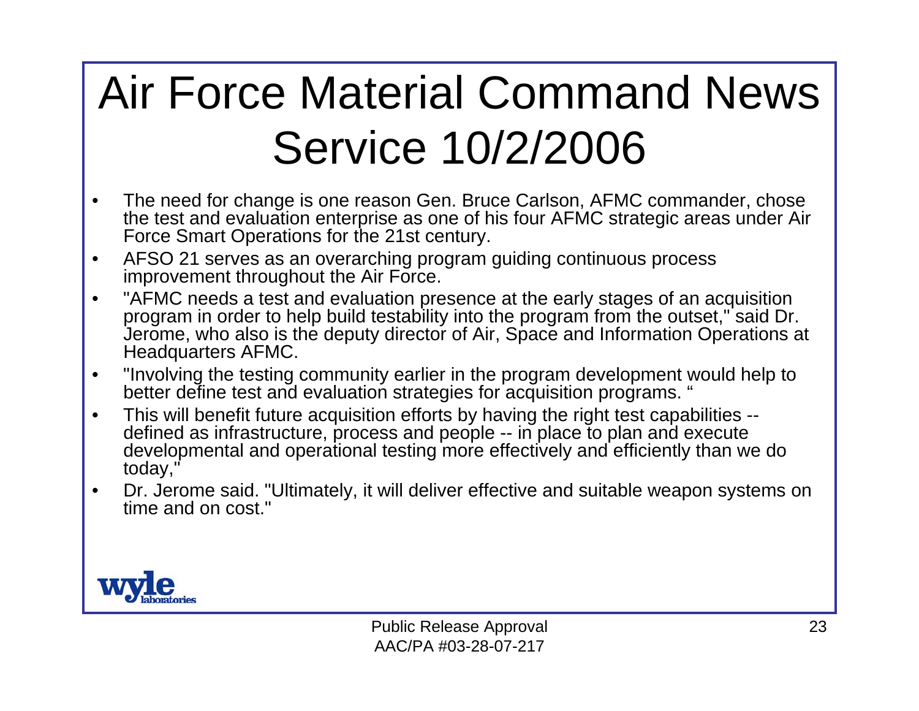# Air Force Material Command News Service 10/2/2006

- The need for change is one reason Gen. Bruce Carlson, AFMC commander, chose the test and evaluation enterprise as one of his four AFMC strategic areas under Air Force Smart Operations for the 21st century.
- AFSO 21 serves as an overarching program guiding continuous process improvement throughout the Air Force.
- "AFMC needs a test and evaluation presence at the early stages of an acquisition program in order to help build testability into the program from the outset," said Dr. Jerome, who also is the deputy director of Air, Space and Information Operations at Headquarters AFMC.
- "Involving the testing community earlier in the program development would help to better define test and evaluation strategies for acquisition programs. "
- This will benefit future acquisition efforts by having the right test capabilities -- defined as infrastructure, process and people -- in place to plan and execute developmental and operational testing more effectively and efficiently than we do today,"
- Dr. Jerome said. "Ultimately, it will deliver effective and suitable weapon systems on time and on cost."

wyle laboratories

Public Release Approval
AAC/PA #03-28-07-217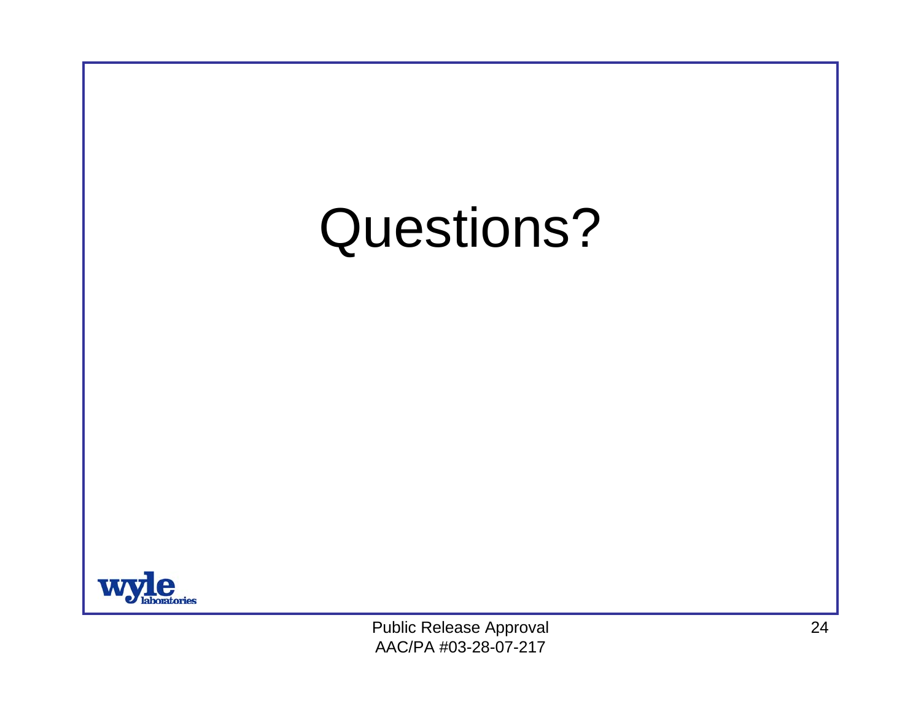# Questions?

Public Release Approval
AAC/PA #03-28-07-217